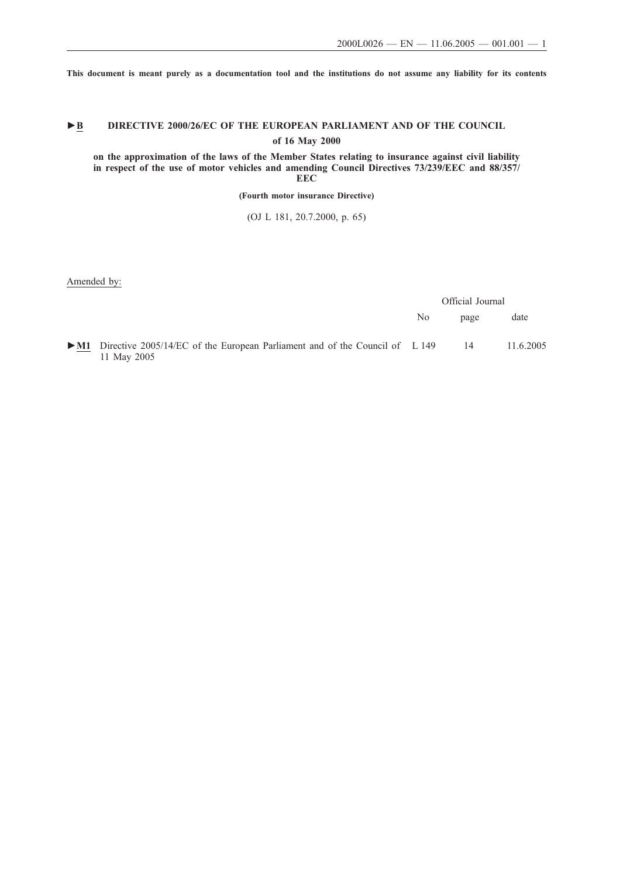**This document is meant purely as a documentation tool and the institutions do not assume any liability for its contents**

# ►B DIRECTIVE 2000/26/EC OF THE EUROPEAN PARLIAMENT AND OF THE COUNCIL

**of 16 May 2000**

**on the approximation of the laws of the Member States relating to insurance against civil liability in respect of the use of motor vehicles and amending Council Directives 73/239/EEC and 88/357/EEC**

**(Fourth motor insurance Directive)**

(OJ L 181, 20.7.2000, p. 65)

Amended by:

| | | Official Journal | | |
|---|---|---|---|---|
| | | No | page | date |
| ►M1 | Directive 2005/14/EC of the European Parliament and of the Council of 11 May 2005 | L 149 | 14 | 11.6.2005 |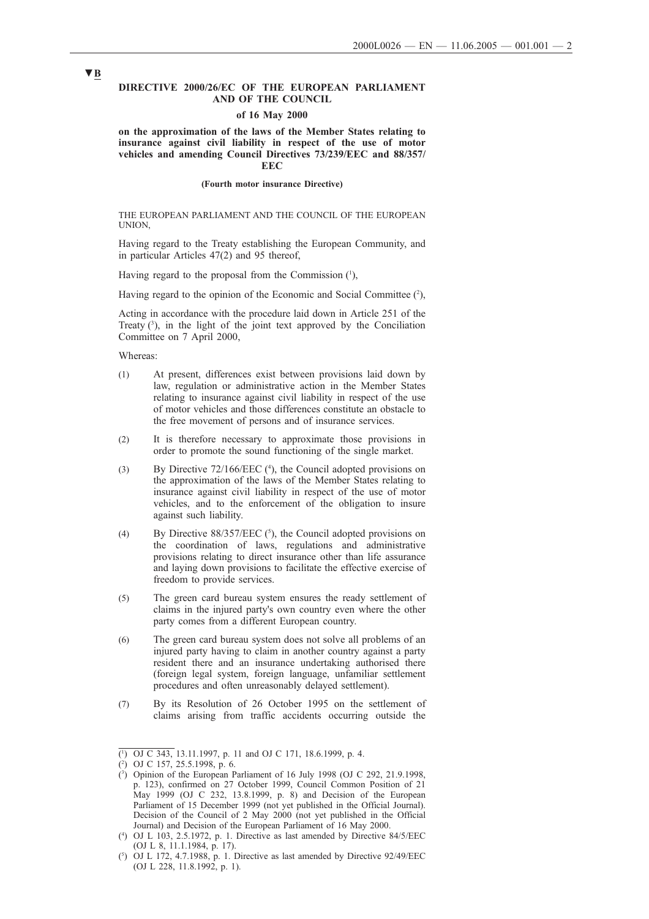▼B

**DIRECTIVE 2000/26/EC OF THE EUROPEAN PARLIAMENT AND OF THE COUNCIL**

**of 16 May 2000**

**on the approximation of the laws of the Member States relating to insurance against civil liability in respect of the use of motor vehicles and amending Council Directives 73/239/EEC and 88/357/EEC**

**(Fourth motor insurance Directive)**

THE EUROPEAN PARLIAMENT AND THE COUNCIL OF THE EUROPEAN UNION,

Having regard to the Treaty establishing the European Community, and in particular Articles 47(2) and 95 thereof,

Having regard to the proposal from the Commission [1],

Having regard to the opinion of the Economic and Social Committee [2],

Acting in accordance with the procedure laid down in Article 251 of the Treaty [3], in the light of the joint text approved by the Conciliation Committee on 7 April 2000,

Whereas:

(1) At present, differences exist between provisions laid down by law, regulation or administrative action in the Member States relating to insurance against civil liability in respect of the use of motor vehicles and those differences constitute an obstacle to the free movement of persons and of insurance services.

(2) It is therefore necessary to approximate those provisions in order to promote the sound functioning of the single market.

(3) By Directive 72/166/EEC [4], the Council adopted provisions on the approximation of the laws of the Member States relating to insurance against civil liability in respect of the use of motor vehicles, and to the enforcement of the obligation to insure against such liability.

(4) By Directive 88/357/EEC [5], the Council adopted provisions on the coordination of laws, regulations and administrative provisions relating to direct insurance other than life assurance and laying down provisions to facilitate the effective exercise of freedom to provide services.

(5) The green card bureau system ensures the ready settlement of claims in the injured party's own country even where the other party comes from a different European country.

(6) The green card bureau system does not solve all problems of an injured party having to claim in another country against a party resident there and an insurance undertaking authorised there (foreign legal system, foreign language, unfamiliar settlement procedures and often unreasonably delayed settlement).

(7) By its Resolution of 26 October 1995 on the settlement of claims arising from traffic accidents occurring outside the

---

[1] OJ C 343, 13.11.1997, p. 11 and OJ C 171, 18.6.1999, p. 4.

[2] OJ C 157, 25.5.1998, p. 6.

[3] Opinion of the European Parliament of 16 July 1998 (OJ C 292, 21.9.1998, p. 123), confirmed on 27 October 1999, Council Common Position of 21 May 1999 (OJ C 232, 13.8.1999, p. 8) and Decision of the European Parliament of 15 December 1999 (not yet published in the Official Journal). Decision of the Council of 2 May 2000 (not yet published in the Official Journal) and Decision of the European Parliament of 16 May 2000.

[4] OJ L 103, 2.5.1972, p. 1. Directive as last amended by Directive 84/5/EEC (OJ L 8, 11.1.1984, p. 17).

[5] OJ L 172, 4.7.1988, p. 1. Directive as last amended by Directive 92/49/EEC (OJ L 228, 11.8.1992, p. 1).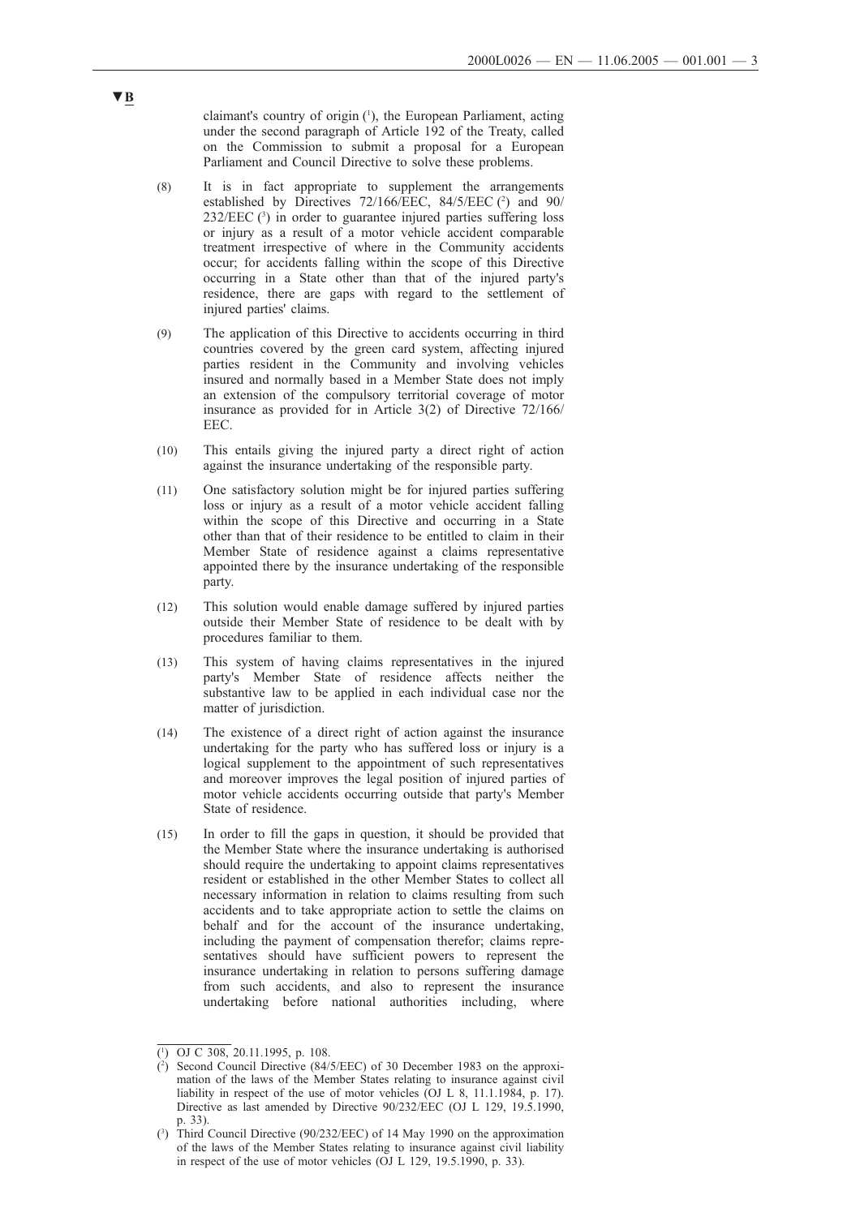▼B

claimant's country of origin [1], the European Parliament, acting under the second paragraph of Article 192 of the Treaty, called on the Commission to submit a proposal for a European Parliament and Council Directive to solve these problems.

(8) It is in fact appropriate to supplement the arrangements established by Directives 72/166/EEC, 84/5/EEC [2] and 90/232/EEC [3] in order to guarantee injured parties suffering loss or injury as a result of a motor vehicle accident comparable treatment irrespective of where in the Community accidents occur; for accidents falling within the scope of this Directive occurring in a State other than that of the injured party's residence, there are gaps with regard to the settlement of injured parties' claims.

(9) The application of this Directive to accidents occurring in third countries covered by the green card system, affecting injured parties resident in the Community and involving vehicles insured and normally based in a Member State does not imply an extension of the compulsory territorial coverage of motor insurance as provided for in Article 3(2) of Directive 72/166/EEC.

(10) This entails giving the injured party a direct right of action against the insurance undertaking of the responsible party.

(11) One satisfactory solution might be for injured parties suffering loss or injury as a result of a motor vehicle accident falling within the scope of this Directive and occurring in a State other than that of their residence to be entitled to claim in their Member State of residence against a claims representative appointed there by the insurance undertaking of the responsible party.

(12) This solution would enable damage suffered by injured parties outside their Member State of residence to be dealt with by procedures familiar to them.

(13) This system of having claims representatives in the injured party's Member State of residence affects neither the substantive law to be applied in each individual case nor the matter of jurisdiction.

(14) The existence of a direct right of action against the insurance undertaking for the party who has suffered loss or injury is a logical supplement to the appointment of such representatives and moreover improves the legal position of injured parties of motor vehicle accidents occurring outside that party's Member State of residence.

(15) In order to fill the gaps in question, it should be provided that the Member State where the insurance undertaking is authorised should require the undertaking to appoint claims representatives resident or established in the other Member States to collect all necessary information in relation to claims resulting from such accidents and to take appropriate action to settle the claims on behalf and for the account of the insurance undertaking, including the payment of compensation therefor; claims representatives should have sufficient powers to represent the insurance undertaking in relation to persons suffering damage from such accidents, and also to represent the insurance undertaking before national authorities including, where

---

[1] OJ C 308, 20.11.1995, p. 108.

[2] Second Council Directive (84/5/EEC) of 30 December 1983 on the approximation of the laws of the Member States relating to insurance against civil liability in respect of the use of motor vehicles (OJ L 8, 11.1.1984, p. 17). Directive as last amended by Directive 90/232/EEC (OJ L 129, 19.5.1990, p. 33).

[3] Third Council Directive (90/232/EEC) of 14 May 1990 on the approximation of the laws of the Member States relating to insurance against civil liability in respect of the use of motor vehicles (OJ L 129, 19.5.1990, p. 33).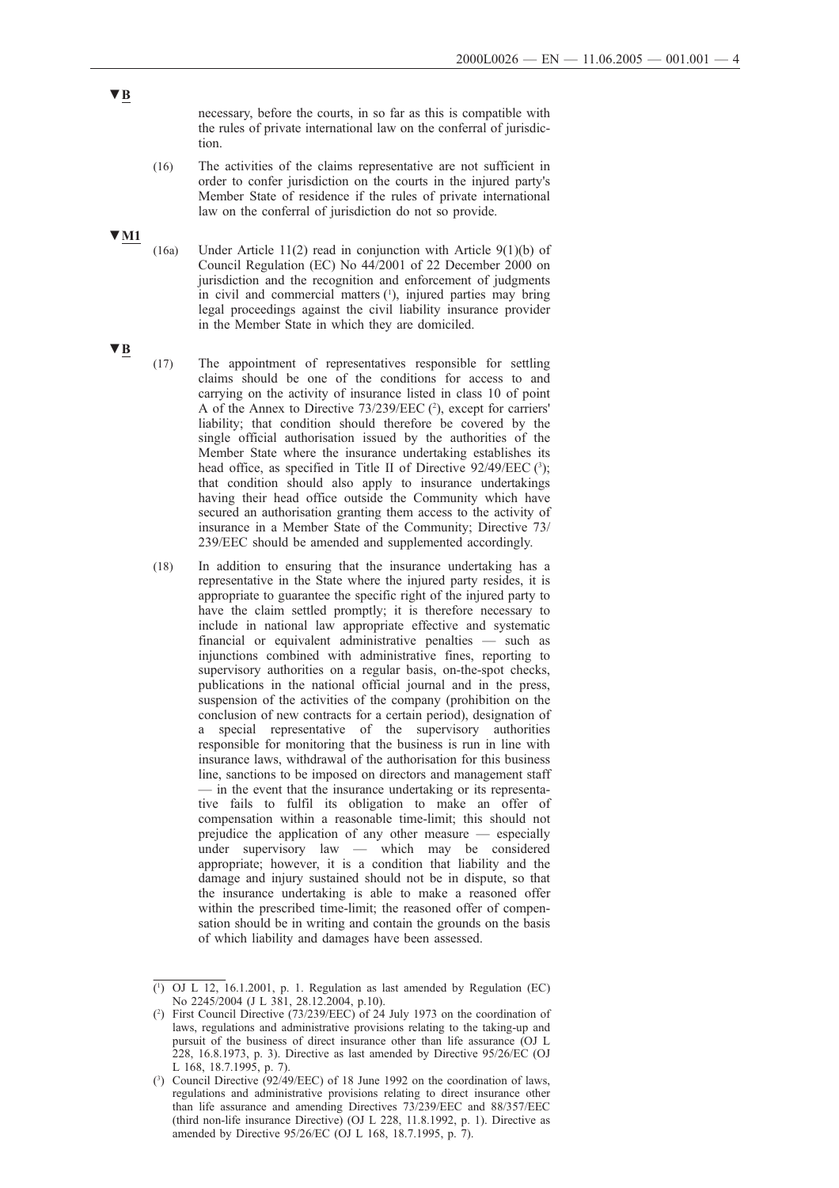▼B

necessary, before the courts, in so far as this is compatible with the rules of private international law on the conferral of jurisdiction.

(16) The activities of the claims representative are not sufficient in order to confer jurisdiction on the courts in the injured party's Member State of residence if the rules of private international law on the conferral of jurisdiction do not so provide.

▼M1

(16a) Under Article 11(2) read in conjunction with Article 9(1)(b) of Council Regulation (EC) No 44/2001 of 22 December 2000 on jurisdiction and the recognition and enforcement of judgments in civil and commercial matters [1], injured parties may bring legal proceedings against the civil liability insurance provider in the Member State in which they are domiciled.

▼B

(17) The appointment of representatives responsible for settling claims should be one of the conditions for access to and carrying on the activity of insurance listed in class 10 of point A of the Annex to Directive 73/239/EEC [2], except for carriers' liability; that condition should therefore be covered by the single official authorisation issued by the authorities of the Member State where the insurance undertaking establishes its head office, as specified in Title II of Directive 92/49/EEC [3]; that condition should also apply to insurance undertakings having their head office outside the Community which have secured an authorisation granting them access to the activity of insurance in a Member State of the Community; Directive 73/239/EEC should be amended and supplemented accordingly.

(18) In addition to ensuring that the insurance undertaking has a representative in the State where the injured party resides, it is appropriate to guarantee the specific right of the injured party to have the claim settled promptly; it is therefore necessary to include in national law appropriate effective and systematic financial or equivalent administrative penalties — such as injunctions combined with administrative fines, reporting to supervisory authorities on a regular basis, on-the-spot checks, publications in the national official journal and in the press, suspension of the activities of the company (prohibition on the conclusion of new contracts for a certain period), designation of a special representative of the supervisory authorities responsible for monitoring that the business is run in line with insurance laws, withdrawal of the authorisation for this business line, sanctions to be imposed on directors and management staff — in the event that the insurance undertaking or its representative fails to fulfil its obligation to make an offer of compensation within a reasonable time-limit; this should not prejudice the application of any other measure — especially under supervisory law — which may be considered appropriate; however, it is a condition that liability and the damage and injury sustained should not be in dispute, so that the insurance undertaking is able to make a reasoned offer within the prescribed time-limit; the reasoned offer of compensation should be in writing and contain the grounds on the basis of which liability and damages have been assessed.

---

[1] OJ L 12, 16.1.2001, p. 1. Regulation as last amended by Regulation (EC) No 2245/2004 (J L 381, 28.12.2004, p.10).

[2] First Council Directive (73/239/EEC) of 24 July 1973 on the coordination of laws, regulations and administrative provisions relating to the taking-up and pursuit of the business of direct insurance other than life assurance (OJ L 228, 16.8.1973, p. 3). Directive as last amended by Directive 95/26/EC (OJ L 168, 18.7.1995, p. 7).

[3] Council Directive (92/49/EEC) of 18 June 1992 on the coordination of laws, regulations and administrative provisions relating to direct insurance other than life assurance and amending Directives 73/239/EEC and 88/357/EEC (third non-life insurance Directive) (OJ L 228, 11.8.1992, p. 1). Directive as amended by Directive 95/26/EC (OJ L 168, 18.7.1995, p. 7).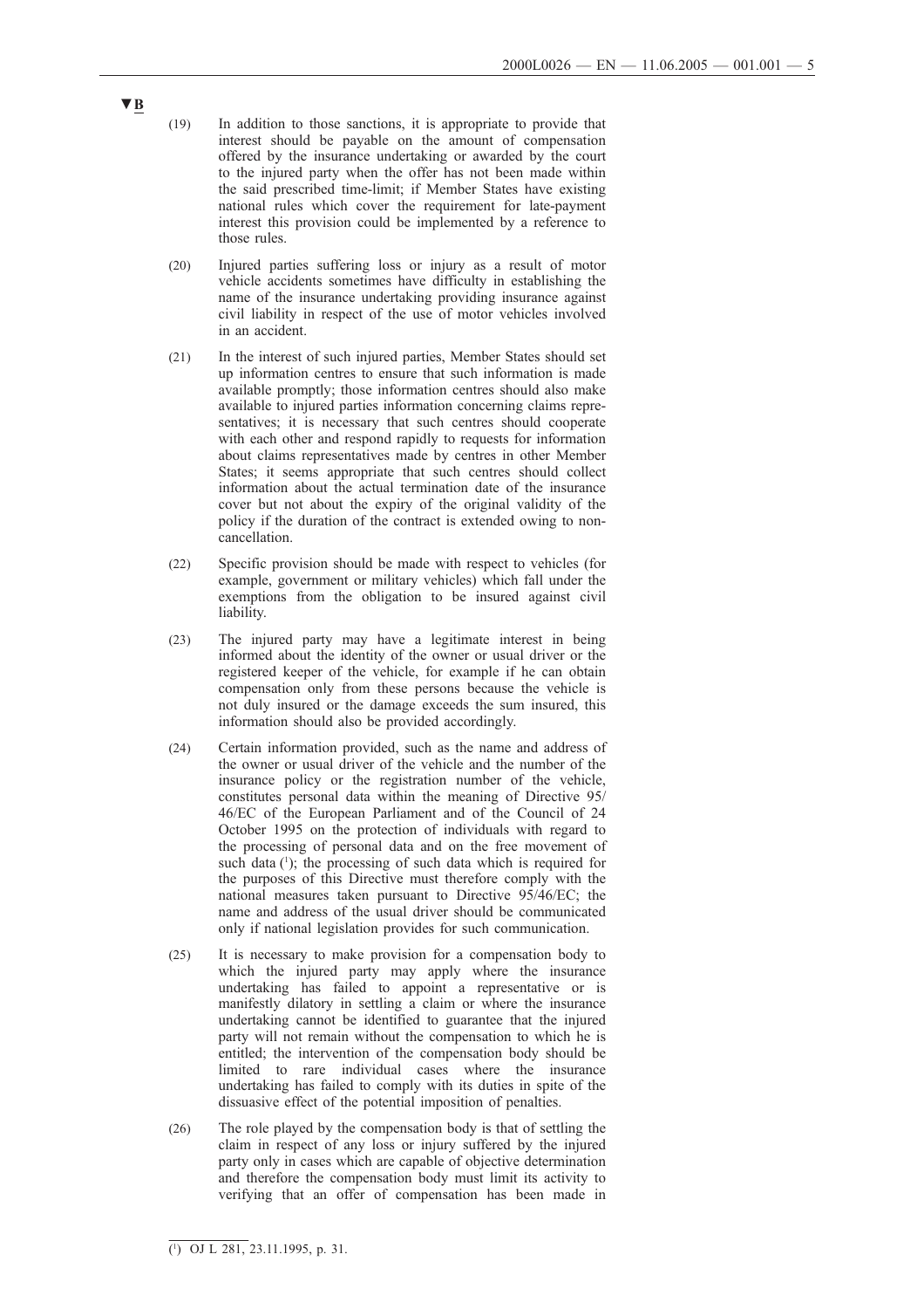▼B

(19) In addition to those sanctions, it is appropriate to provide that interest should be payable on the amount of compensation offered by the insurance undertaking or awarded by the court to the injured party when the offer has not been made within the said prescribed time-limit; if Member States have existing national rules which cover the requirement for late-payment interest this provision could be implemented by a reference to those rules.

(20) Injured parties suffering loss or injury as a result of motor vehicle accidents sometimes have difficulty in establishing the name of the insurance undertaking providing insurance against civil liability in respect of the use of motor vehicles involved in an accident.

(21) In the interest of such injured parties, Member States should set up information centres to ensure that such information is made available promptly; those information centres should also make available to injured parties information concerning claims representatives; it is necessary that such centres should cooperate with each other and respond rapidly to requests for information about claims representatives made by centres in other Member States; it seems appropriate that such centres should collect information about the actual termination date of the insurance cover but not about the expiry of the original validity of the policy if the duration of the contract is extended owing to non-cancellation.

(22) Specific provision should be made with respect to vehicles (for example, government or military vehicles) which fall under the exemptions from the obligation to be insured against civil liability.

(23) The injured party may have a legitimate interest in being informed about the identity of the owner or usual driver or the registered keeper of the vehicle, for example if he can obtain compensation only from these persons because the vehicle is not duly insured or the damage exceeds the sum insured, this information should also be provided accordingly.

(24) Certain information provided, such as the name and address of the owner or usual driver of the vehicle and the number of the insurance policy or the registration number of the vehicle, constitutes personal data within the meaning of Directive 95/46/EC of the European Parliament and of the Council of 24 October 1995 on the protection of individuals with regard to the processing of personal data and on the free movement of such data ([1]); the processing of such data which is required for the purposes of this Directive must therefore comply with the national measures taken pursuant to Directive 95/46/EC; the name and address of the usual driver should be communicated only if national legislation provides for such communication.

(25) It is necessary to make provision for a compensation body to which the injured party may apply where the insurance undertaking has failed to appoint a representative or is manifestly dilatory in settling a claim or where the insurance undertaking cannot be identified to guarantee that the injured party will not remain without the compensation to which he is entitled; the intervention of the compensation body should be limited to rare individual cases where the insurance undertaking has failed to comply with its duties in spite of the dissuasive effect of the potential imposition of penalties.

(26) The role played by the compensation body is that of settling the claim in respect of any loss or injury suffered by the injured party only in cases which are capable of objective determination and therefore the compensation body must limit its activity to verifying that an offer of compensation has been made in

---

([1]) OJ L 281, 23.11.1995, p. 31.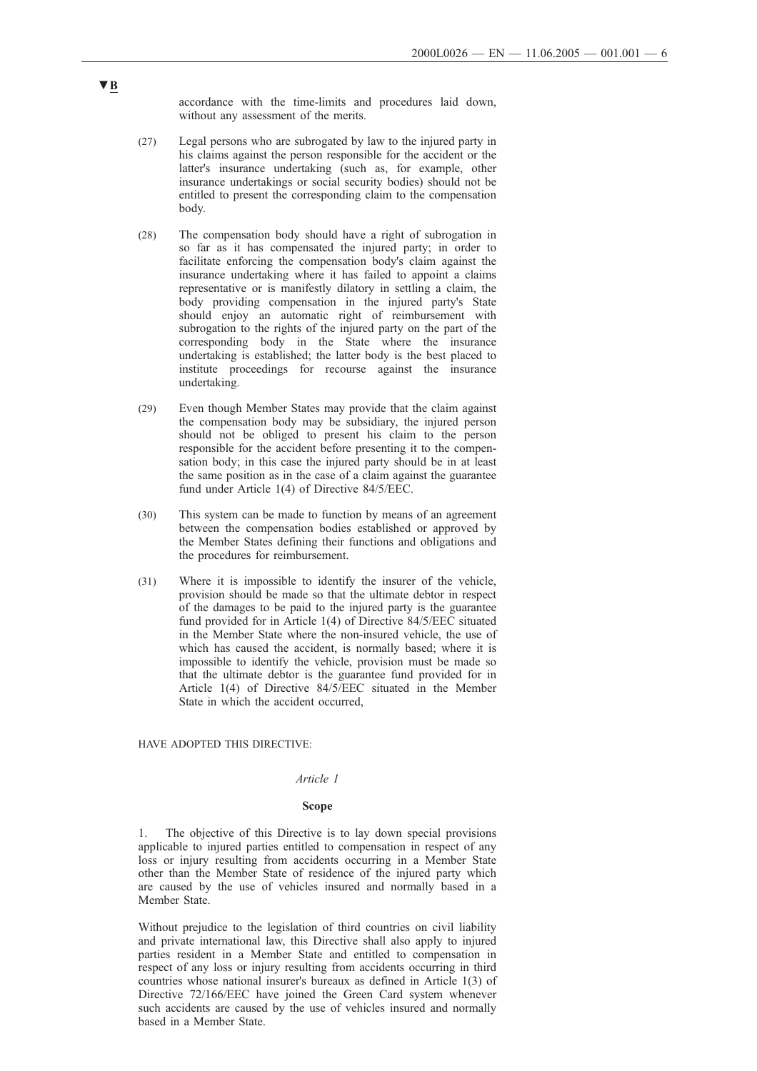▼B

accordance with the time-limits and procedures laid down, without any assessment of the merits.

(27) Legal persons who are subrogated by law to the injured party in his claims against the person responsible for the accident or the latter's insurance undertaking (such as, for example, other insurance undertakings or social security bodies) should not be entitled to present the corresponding claim to the compensation body.

(28) The compensation body should have a right of subrogation in so far as it has compensated the injured party; in order to facilitate enforcing the compensation body's claim against the insurance undertaking where it has failed to appoint a claims representative or is manifestly dilatory in settling a claim, the body providing compensation in the injured party's State should enjoy an automatic right of reimbursement with subrogation to the rights of the injured party on the part of the corresponding body in the State where the insurance undertaking is established; the latter body is the best placed to institute proceedings for recourse against the insurance undertaking.

(29) Even though Member States may provide that the claim against the compensation body may be subsidiary, the injured person should not be obliged to present his claim to the person responsible for the accident before presenting it to the compensation body; in this case the injured party should be in at least the same position as in the case of a claim against the guarantee fund under Article 1(4) of Directive 84/5/EEC.

(30) This system can be made to function by means of an agreement between the compensation bodies established or approved by the Member States defining their functions and obligations and the procedures for reimbursement.

(31) Where it is impossible to identify the insurer of the vehicle, provision should be made so that the ultimate debtor in respect of the damages to be paid to the injured party is the guarantee fund provided for in Article 1(4) of Directive 84/5/EEC situated in the Member State where the non-insured vehicle, the use of which has caused the accident, is normally based; where it is impossible to identify the vehicle, provision must be made so that the ultimate debtor is the guarantee fund provided for in Article 1(4) of Directive 84/5/EEC situated in the Member State in which the accident occurred,

HAVE ADOPTED THIS DIRECTIVE:

*Article 1*

**Scope**

1. The objective of this Directive is to lay down special provisions applicable to injured parties entitled to compensation in respect of any loss or injury resulting from accidents occurring in a Member State other than the Member State of residence of the injured party which are caused by the use of vehicles insured and normally based in a Member State.

Without prejudice to the legislation of third countries on civil liability and private international law, this Directive shall also apply to injured parties resident in a Member State and entitled to compensation in respect of any loss or injury resulting from accidents occurring in third countries whose national insurer's bureaux as defined in Article 1(3) of Directive 72/166/EEC have joined the Green Card system whenever such accidents are caused by the use of vehicles insured and normally based in a Member State.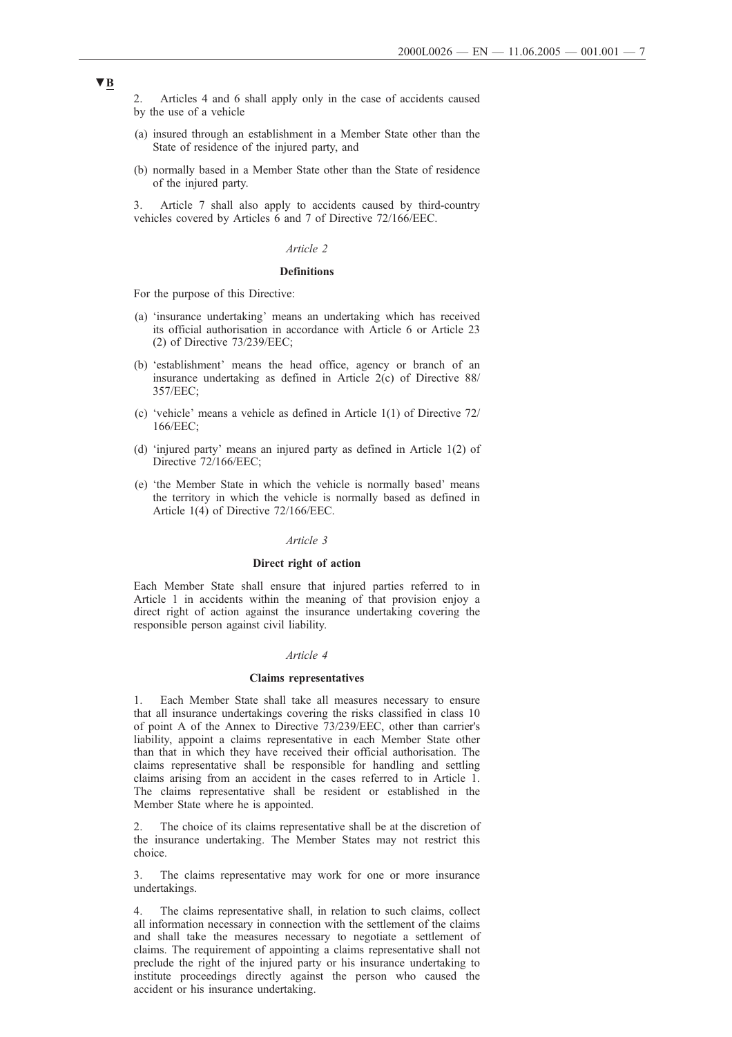▼B

2. Articles 4 and 6 shall apply only in the case of accidents caused by the use of a vehicle

(a) insured through an establishment in a Member State other than the State of residence of the injured party, and

(b) normally based in a Member State other than the State of residence of the injured party.

3. Article 7 shall also apply to accidents caused by third-country vehicles covered by Articles 6 and 7 of Directive 72/166/EEC.

*Article 2*

**Definitions**

For the purpose of this Directive:

(a) 'insurance undertaking' means an undertaking which has received its official authorisation in accordance with Article 6 or Article 23 (2) of Directive 73/239/EEC;

(b) 'establishment' means the head office, agency or branch of an insurance undertaking as defined in Article 2(c) of Directive 88/357/EEC;

(c) 'vehicle' means a vehicle as defined in Article 1(1) of Directive 72/166/EEC;

(d) 'injured party' means an injured party as defined in Article 1(2) of Directive 72/166/EEC;

(e) 'the Member State in which the vehicle is normally based' means the territory in which the vehicle is normally based as defined in Article 1(4) of Directive 72/166/EEC.

*Article 3*

**Direct right of action**

Each Member State shall ensure that injured parties referred to in Article 1 in accidents within the meaning of that provision enjoy a direct right of action against the insurance undertaking covering the responsible person against civil liability.

*Article 4*

**Claims representatives**

1. Each Member State shall take all measures necessary to ensure that all insurance undertakings covering the risks classified in class 10 of point A of the Annex to Directive 73/239/EEC, other than carrier's liability, appoint a claims representative in each Member State other than that in which they have received their official authorisation. The claims representative shall be responsible for handling and settling claims arising from an accident in the cases referred to in Article 1. The claims representative shall be resident or established in the Member State where he is appointed.

2. The choice of its claims representative shall be at the discretion of the insurance undertaking. The Member States may not restrict this choice.

3. The claims representative may work for one or more insurance undertakings.

4. The claims representative shall, in relation to such claims, collect all information necessary in connection with the settlement of the claims and shall take the measures necessary to negotiate a settlement of claims. The requirement of appointing a claims representative shall not preclude the right of the injured party or his insurance undertaking to institute proceedings directly against the person who caused the accident or his insurance undertaking.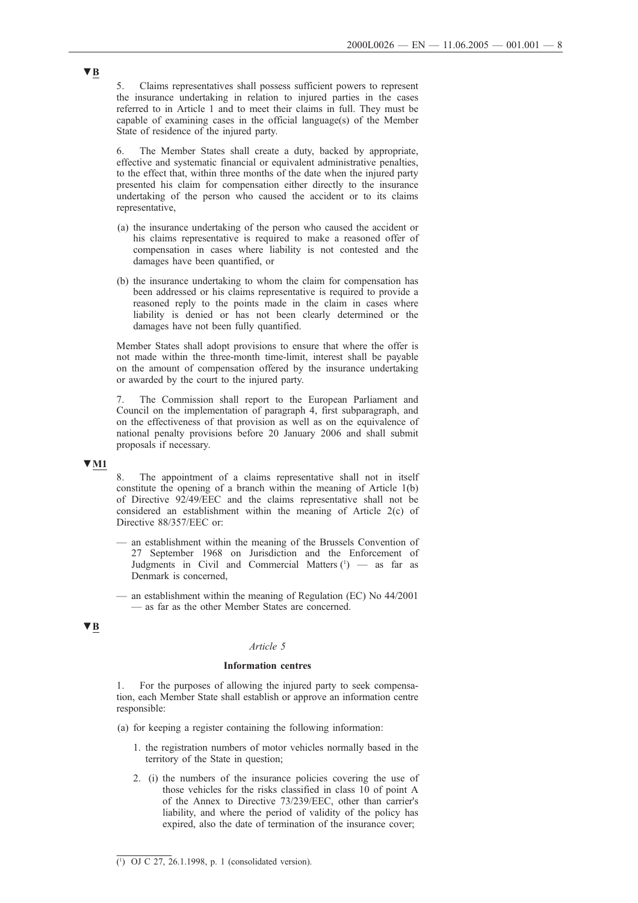▼B

5. Claims representatives shall possess sufficient powers to represent the insurance undertaking in relation to injured parties in the cases referred to in Article 1 and to meet their claims in full. They must be capable of examining cases in the official language(s) of the Member State of residence of the injured party.

6. The Member States shall create a duty, backed by appropriate, effective and systematic financial or equivalent administrative penalties, to the effect that, within three months of the date when the injured party presented his claim for compensation either directly to the insurance undertaking of the person who caused the accident or to its claims representative,

(a) the insurance undertaking of the person who caused the accident or his claims representative is required to make a reasoned offer of compensation in cases where liability is not contested and the damages have been quantified, or

(b) the insurance undertaking to whom the claim for compensation has been addressed or his claims representative is required to provide a reasoned reply to the points made in the claim in cases where liability is denied or has not been clearly determined or the damages have not been fully quantified.

Member States shall adopt provisions to ensure that where the offer is not made within the three-month time-limit, interest shall be payable on the amount of compensation offered by the insurance undertaking or awarded by the court to the injured party.

7. The Commission shall report to the European Parliament and Council on the implementation of paragraph 4, first subparagraph, and on the effectiveness of that provision as well as on the equivalence of national penalty provisions before 20 January 2006 and shall submit proposals if necessary.

▼M1

8. The appointment of a claims representative shall not in itself constitute the opening of a branch within the meaning of Article 1(b) of Directive 92/49/EEC and the claims representative shall not be considered an establishment within the meaning of Article 2(c) of Directive 88/357/EEC or:

— an establishment within the meaning of the Brussels Convention of 27 September 1968 on Jurisdiction and the Enforcement of Judgments in Civil and Commercial Matters [1] — as far as Denmark is concerned,

— an establishment within the meaning of Regulation (EC) No 44/2001 — as far as the other Member States are concerned.

▼B

*Article 5*

**Information centres**

1. For the purposes of allowing the injured party to seek compensation, each Member State shall establish or approve an information centre responsible:

(a) for keeping a register containing the following information:

1. the registration numbers of motor vehicles normally based in the territory of the State in question;

2. (i) the numbers of the insurance policies covering the use of those vehicles for the risks classified in class 10 of point A of the Annex to Directive 73/239/EEC, other than carrier's liability, and where the period of validity of the policy has expired, also the date of termination of the insurance cover;

---

[1] OJ C 27, 26.1.1998, p. 1 (consolidated version).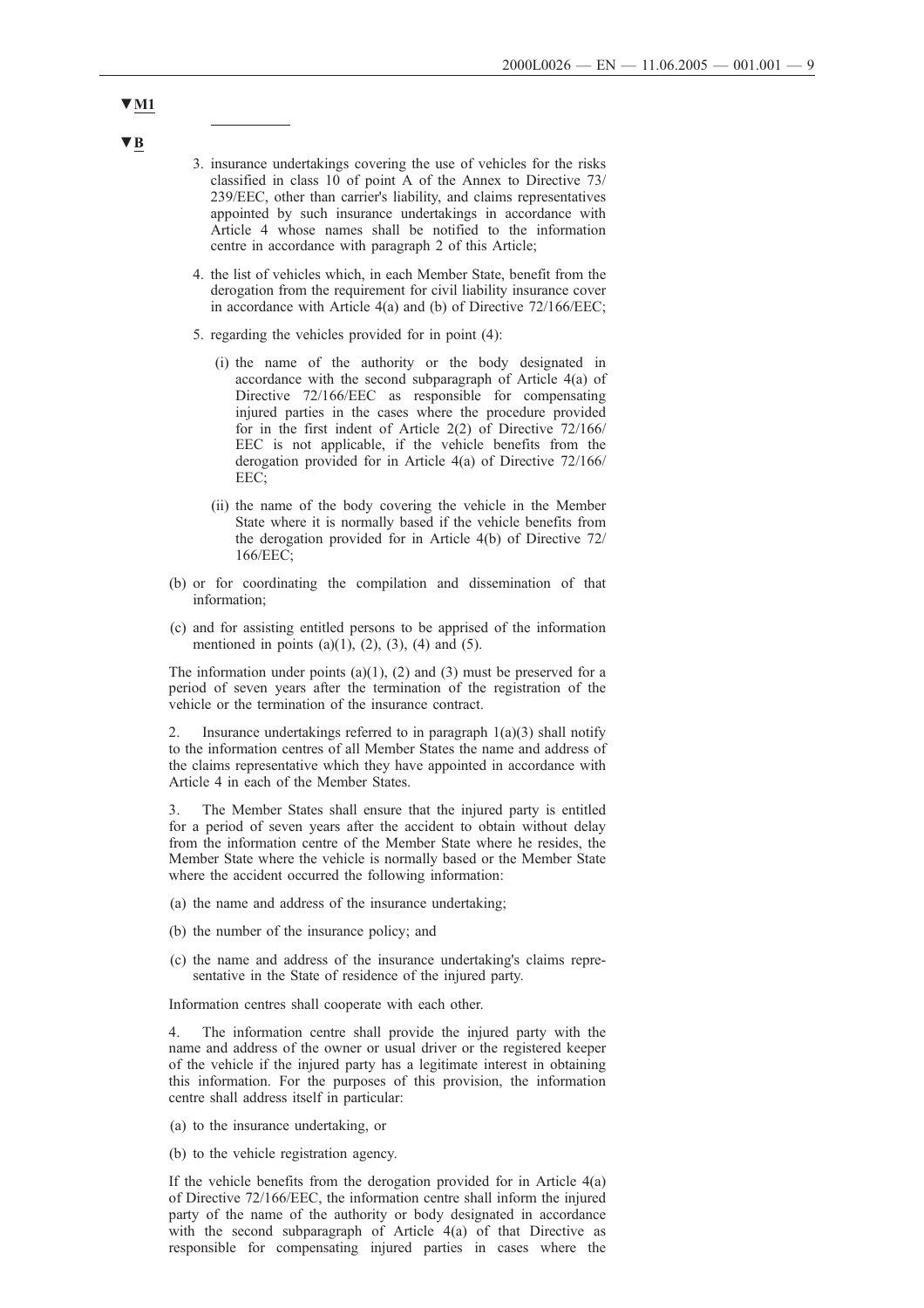▼M1

---

▼B

3. insurance undertakings covering the use of vehicles for the risks classified in class 10 of point A of the Annex to Directive 73/239/EEC, other than carrier's liability, and claims representatives appointed by such insurance undertakings in accordance with Article 4 whose names shall be notified to the information centre in accordance with paragraph 2 of this Article;

4. the list of vehicles which, in each Member State, benefit from the derogation from the requirement for civil liability insurance cover in accordance with Article 4(a) and (b) of Directive 72/166/EEC;

5. regarding the vehicles provided for in point (4):

   (i) the name of the authority or the body designated in accordance with the second subparagraph of Article 4(a) of Directive 72/166/EEC as responsible for compensating injured parties in the cases where the procedure provided for in the first indent of Article 2(2) of Directive 72/166/EEC is not applicable, if the vehicle benefits from the derogation provided for in Article 4(a) of Directive 72/166/EEC;

   (ii) the name of the body covering the vehicle in the Member State where it is normally based if the vehicle benefits from the derogation provided for in Article 4(b) of Directive 72/166/EEC;

(b) or for coordinating the compilation and dissemination of that information;

(c) and for assisting entitled persons to be apprised of the information mentioned in points (a)(1), (2), (3), (4) and (5).

The information under points (a)(1), (2) and (3) must be preserved for a period of seven years after the termination of the registration of the vehicle or the termination of the insurance contract.

2. Insurance undertakings referred to in paragraph 1(a)(3) shall notify to the information centres of all Member States the name and address of the claims representative which they have appointed in accordance with Article 4 in each of the Member States.

3. The Member States shall ensure that the injured party is entitled for a period of seven years after the accident to obtain without delay from the information centre of the Member State where he resides, the Member State where the vehicle is normally based or the Member State where the accident occurred the following information:

(a) the name and address of the insurance undertaking;

(b) the number of the insurance policy; and

(c) the name and address of the insurance undertaking's claims representative in the State of residence of the injured party.

Information centres shall cooperate with each other.

4. The information centre shall provide the injured party with the name and address of the owner or usual driver or the registered keeper of the vehicle if the injured party has a legitimate interest in obtaining this information. For the purposes of this provision, the information centre shall address itself in particular:

(a) to the insurance undertaking, or

(b) to the vehicle registration agency.

If the vehicle benefits from the derogation provided for in Article 4(a) of Directive 72/166/EEC, the information centre shall inform the injured party of the name of the authority or body designated in accordance with the second subparagraph of Article 4(a) of that Directive as responsible for compensating injured parties in cases where the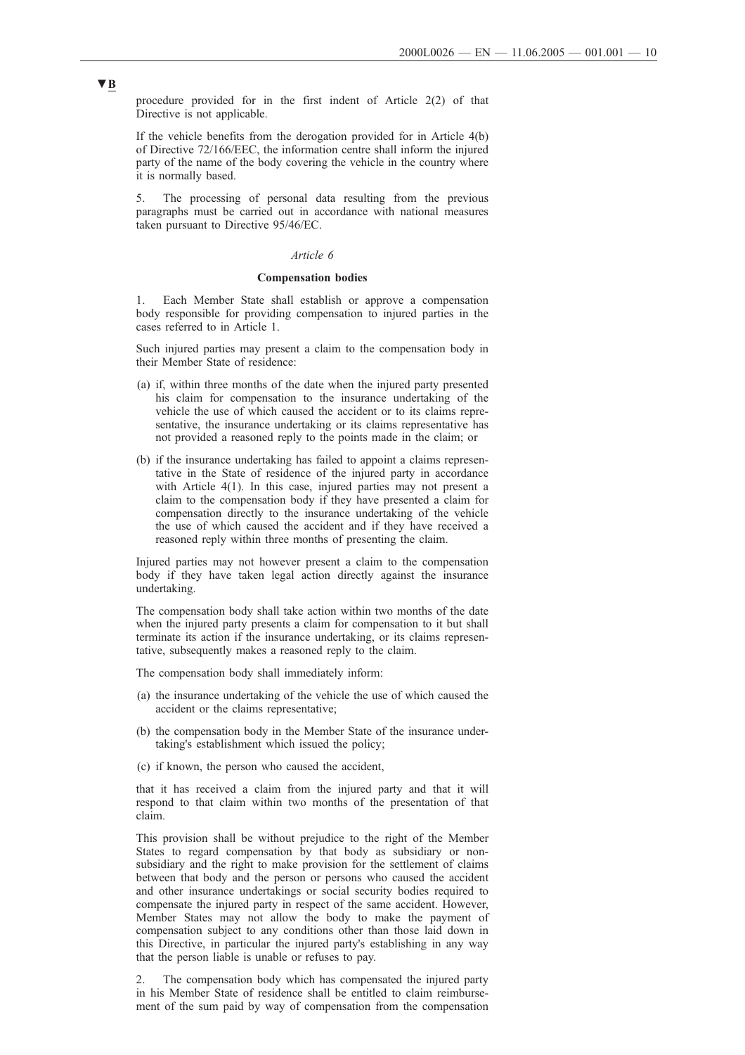▼B

procedure provided for in the first indent of Article 2(2) of that Directive is not applicable.

If the vehicle benefits from the derogation provided for in Article 4(b) of Directive 72/166/EEC, the information centre shall inform the injured party of the name of the body covering the vehicle in the country where it is normally based.

5. The processing of personal data resulting from the previous paragraphs must be carried out in accordance with national measures taken pursuant to Directive 95/46/EC.

*Article 6*

**Compensation bodies**

1. Each Member State shall establish or approve a compensation body responsible for providing compensation to injured parties in the cases referred to in Article 1.

Such injured parties may present a claim to the compensation body in their Member State of residence:

(a) if, within three months of the date when the injured party presented his claim for compensation to the insurance undertaking of the vehicle the use of which caused the accident or to its claims representative, the insurance undertaking or its claims representative has not provided a reasoned reply to the points made in the claim; or

(b) if the insurance undertaking has failed to appoint a claims representative in the State of residence of the injured party in accordance with Article 4(1). In this case, injured parties may not present a claim to the compensation body if they have presented a claim for compensation directly to the insurance undertaking of the vehicle the use of which caused the accident and if they have received a reasoned reply within three months of presenting the claim.

Injured parties may not however present a claim to the compensation body if they have taken legal action directly against the insurance undertaking.

The compensation body shall take action within two months of the date when the injured party presents a claim for compensation to it but shall terminate its action if the insurance undertaking, or its claims representative, subsequently makes a reasoned reply to the claim.

The compensation body shall immediately inform:

(a) the insurance undertaking of the vehicle the use of which caused the accident or the claims representative;

(b) the compensation body in the Member State of the insurance undertaking's establishment which issued the policy;

(c) if known, the person who caused the accident,

that it has received a claim from the injured party and that it will respond to that claim within two months of the presentation of that claim.

This provision shall be without prejudice to the right of the Member States to regard compensation by that body as subsidiary or non-subsidiary and the right to make provision for the settlement of claims between that body and the person or persons who caused the accident and other insurance undertakings or social security bodies required to compensate the injured party in respect of the same accident. However, Member States may not allow the body to make the payment of compensation subject to any conditions other than those laid down in this Directive, in particular the injured party's establishing in any way that the person liable is unable or refuses to pay.

2. The compensation body which has compensated the injured party in his Member State of residence shall be entitled to claim reimbursement of the sum paid by way of compensation from the compensation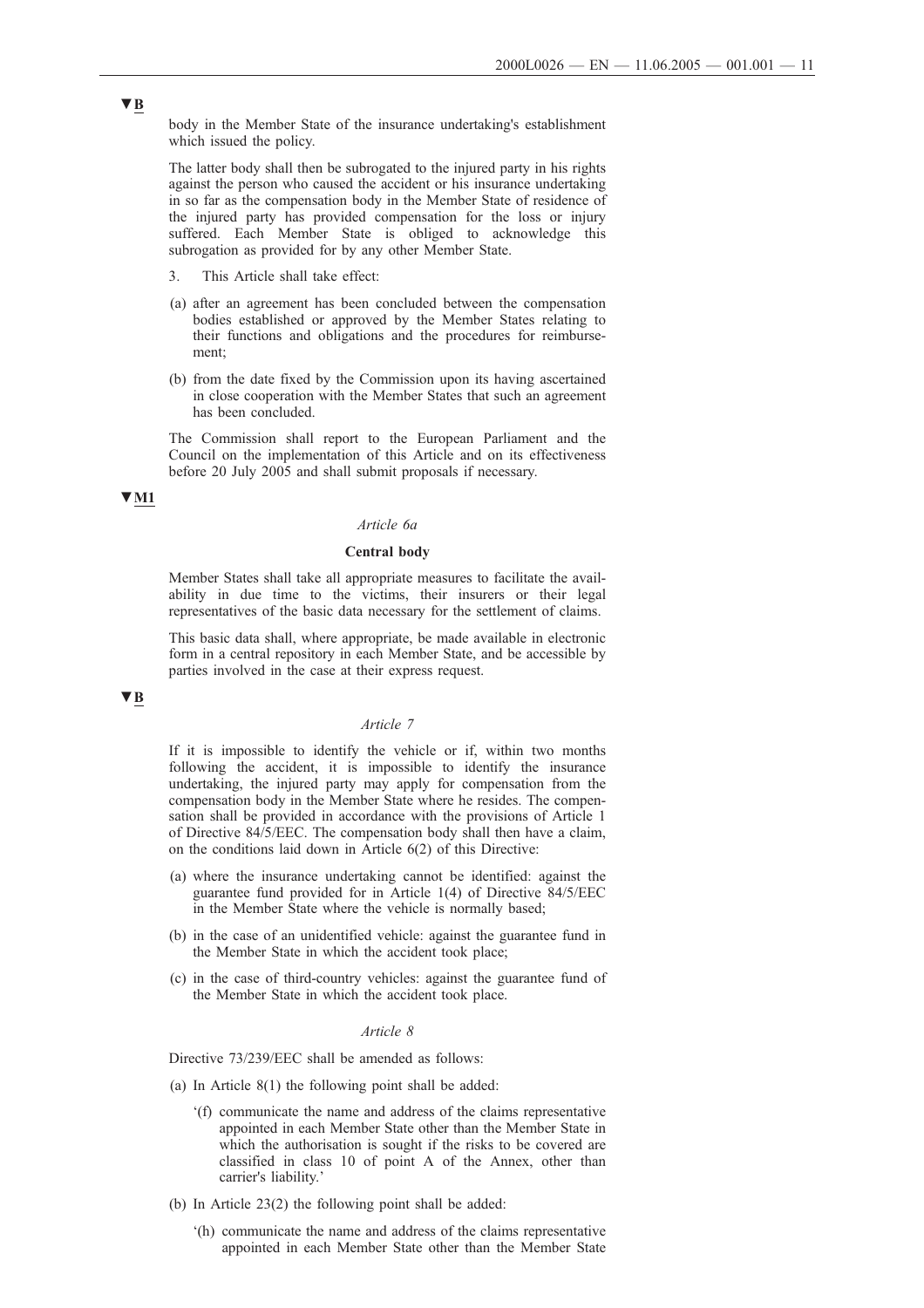▼B

body in the Member State of the insurance undertaking's establishment which issued the policy.

The latter body shall then be subrogated to the injured party in his rights against the person who caused the accident or his insurance undertaking in so far as the compensation body in the Member State of residence of the injured party has provided compensation for the loss or injury suffered. Each Member State is obliged to acknowledge this subrogation as provided for by any other Member State.

3. This Article shall take effect:

(a) after an agreement has been concluded between the compensation bodies established or approved by the Member States relating to their functions and obligations and the procedures for reimbursement;

(b) from the date fixed by the Commission upon its having ascertained in close cooperation with the Member States that such an agreement has been concluded.

The Commission shall report to the European Parliament and the Council on the implementation of this Article and on its effectiveness before 20 July 2005 and shall submit proposals if necessary.

▼M1

*Article 6a*

**Central body**

Member States shall take all appropriate measures to facilitate the availability in due time to the victims, their insurers or their legal representatives of the basic data necessary for the settlement of claims.

This basic data shall, where appropriate, be made available in electronic form in a central repository in each Member State, and be accessible by parties involved in the case at their express request.

▼B

*Article 7*

If it is impossible to identify the vehicle or if, within two months following the accident, it is impossible to identify the insurance undertaking, the injured party may apply for compensation from the compensation body in the Member State where he resides. The compensation shall be provided in accordance with the provisions of Article 1 of Directive 84/5/EEC. The compensation body shall then have a claim, on the conditions laid down in Article 6(2) of this Directive:

(a) where the insurance undertaking cannot be identified: against the guarantee fund provided for in Article 1(4) of Directive 84/5/EEC in the Member State where the vehicle is normally based;

(b) in the case of an unidentified vehicle: against the guarantee fund in the Member State in which the accident took place;

(c) in the case of third-country vehicles: against the guarantee fund of the Member State in which the accident took place.

*Article 8*

Directive 73/239/EEC shall be amended as follows:

(a) In Article 8(1) the following point shall be added:

'(f) communicate the name and address of the claims representative appointed in each Member State other than the Member State in which the authorisation is sought if the risks to be covered are classified in class 10 of point A of the Annex, other than carrier's liability.'

(b) In Article 23(2) the following point shall be added:

'(h) communicate the name and address of the claims representative appointed in each Member State other than the Member State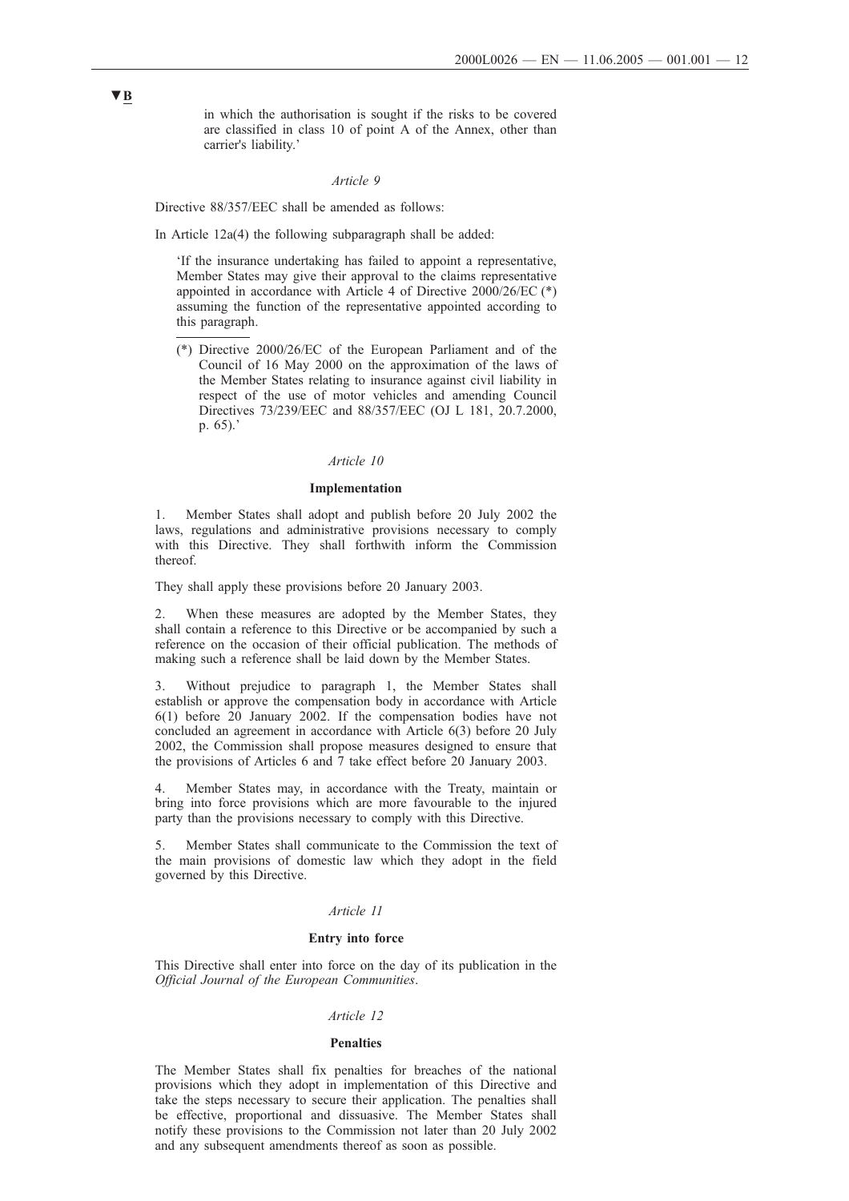▼B

in which the authorisation is sought if the risks to be covered are classified in class 10 of point A of the Annex, other than carrier's liability.'

*Article 9*

Directive 88/357/EEC shall be amended as follows:

In Article 12a(4) the following subparagraph shall be added:

'If the insurance undertaking has failed to appoint a representative, Member States may give their approval to the claims representative appointed in accordance with Article 4 of Directive 2000/26/EC (*) assuming the function of the representative appointed according to this paragraph.

(*) Directive 2000/26/EC of the European Parliament and of the Council of 16 May 2000 on the approximation of the laws of the Member States relating to insurance against civil liability in respect of the use of motor vehicles and amending Council Directives 73/239/EEC and 88/357/EEC (OJ L 181, 20.7.2000, p. 65).'

*Article 10*

**Implementation**

1. Member States shall adopt and publish before 20 July 2002 the laws, regulations and administrative provisions necessary to comply with this Directive. They shall forthwith inform the Commission thereof.

They shall apply these provisions before 20 January 2003.

2. When these measures are adopted by the Member States, they shall contain a reference to this Directive or be accompanied by such a reference on the occasion of their official publication. The methods of making such a reference shall be laid down by the Member States.

3. Without prejudice to paragraph 1, the Member States shall establish or approve the compensation body in accordance with Article 6(1) before 20 January 2002. If the compensation bodies have not concluded an agreement in accordance with Article 6(3) before 20 July 2002, the Commission shall propose measures designed to ensure that the provisions of Articles 6 and 7 take effect before 20 January 2003.

4. Member States may, in accordance with the Treaty, maintain or bring into force provisions which are more favourable to the injured party than the provisions necessary to comply with this Directive.

5. Member States shall communicate to the Commission the text of the main provisions of domestic law which they adopt in the field governed by this Directive.

*Article 11*

**Entry into force**

This Directive shall enter into force on the day of its publication in the *Official Journal of the European Communities*.

*Article 12*

**Penalties**

The Member States shall fix penalties for breaches of the national provisions which they adopt in implementation of this Directive and take the steps necessary to secure their application. The penalties shall be effective, proportional and dissuasive. The Member States shall notify these provisions to the Commission not later than 20 July 2002 and any subsequent amendments thereof as soon as possible.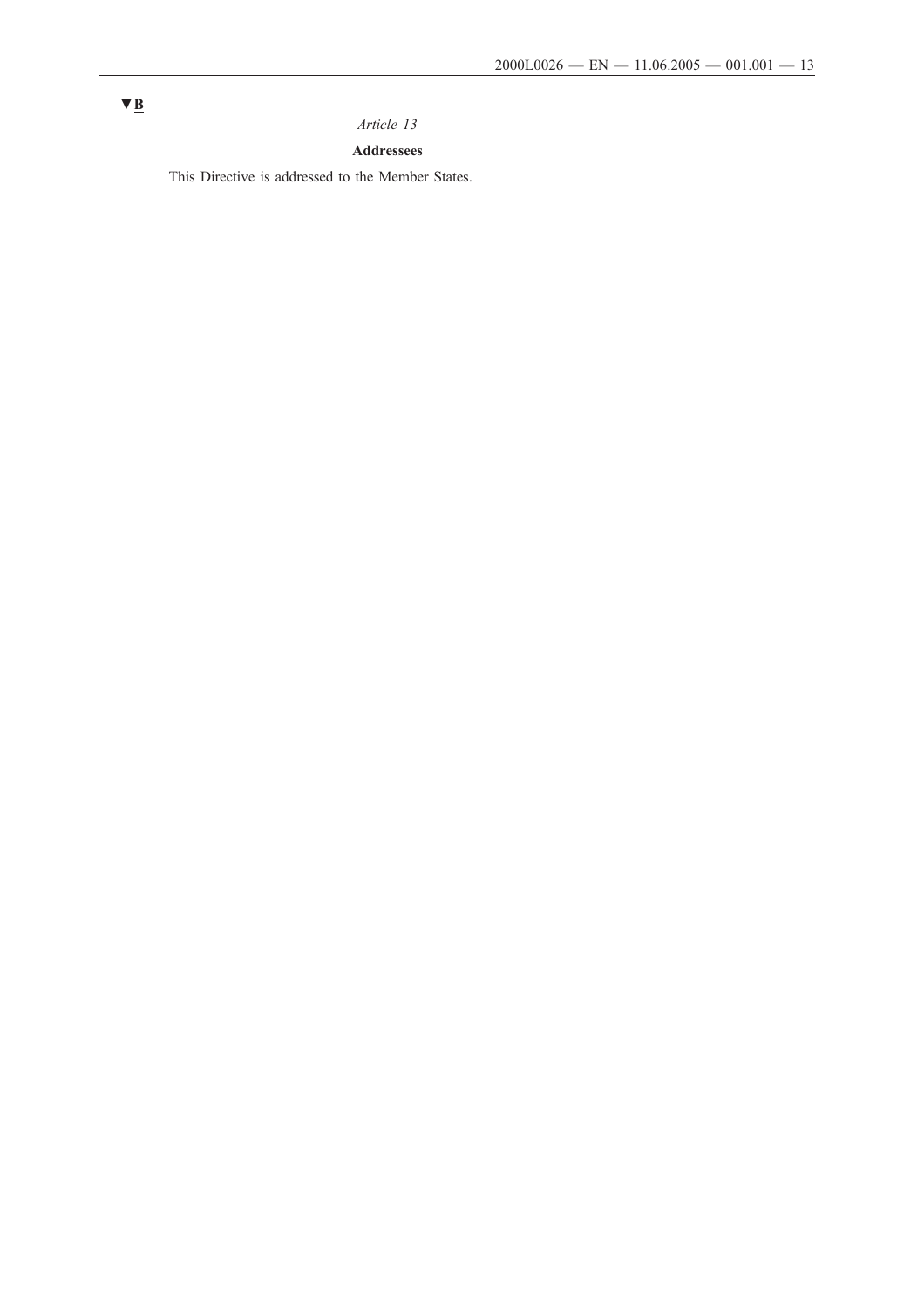▼B

*Article 13*

**Addressees**

This Directive is addressed to the Member States.